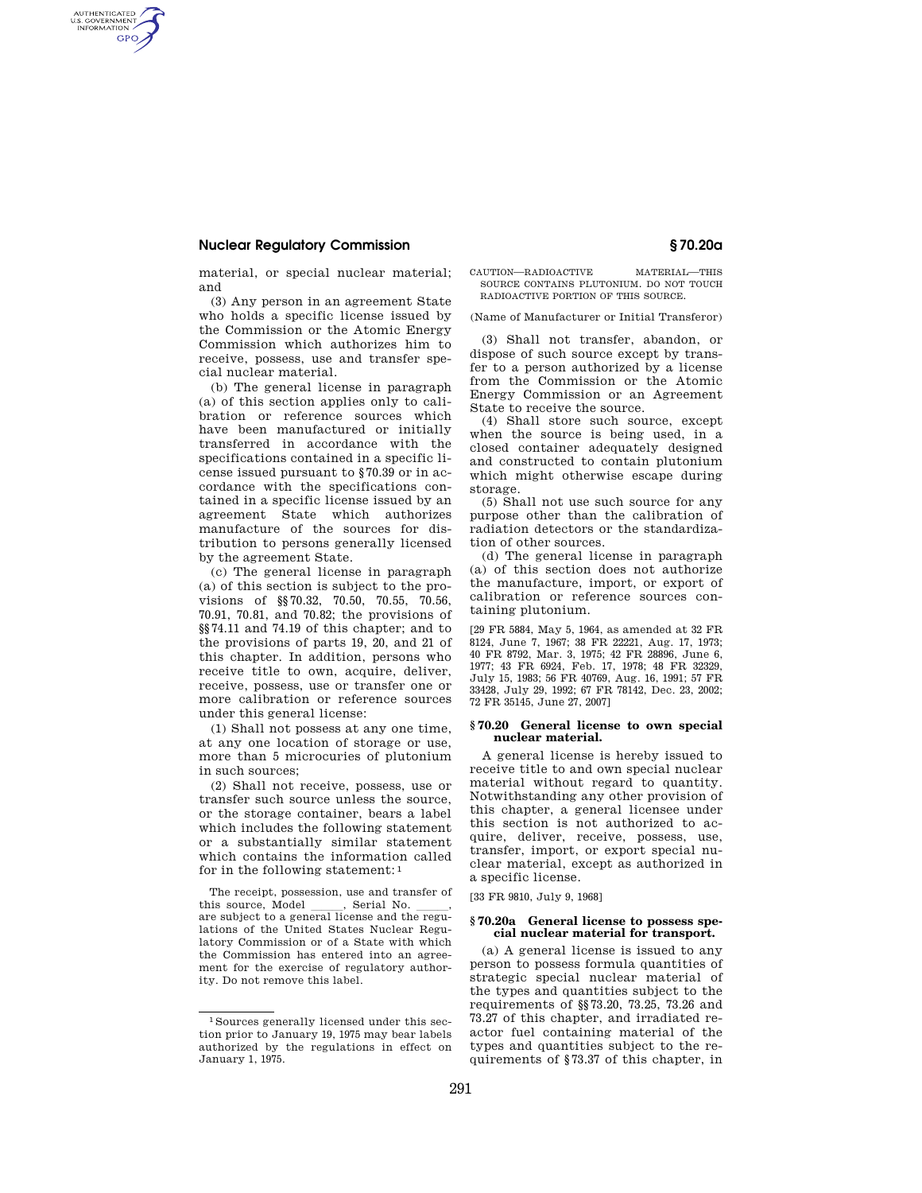material, or special nuclear material; and

(3) Any person in an agreement State who holds a specific license issued by the Commission or the Atomic Energy Commission which authorizes him to receive, possess, use and transfer special nuclear material.

(b) The general license in paragraph (a) of this section applies only to calibration or reference sources which have been manufactured or initially transferred in accordance with the specifications contained in a specific license issued pursuant to §70.39 or in accordance with the specifications contained in a specific license issued by an agreement State which authorizes manufacture of the sources for distribution to persons generally licensed by the agreement State.

(c) The general license in paragraph (a) of this section is subject to the provisions of §§70.32, 70.50, 70.55, 70.56, 70.91, 70.81, and 70.82; the provisions of §§74.11 and 74.19 of this chapter; and to the provisions of parts 19, 20, and 21 of this chapter. In addition, persons who receive title to own, acquire, deliver, receive, possess, use or transfer one or more calibration or reference sources under this general license:

(1) Shall not possess at any one time, at any one location of storage or use, more than 5 microcuries of plutonium in such sources;

(2) Shall not receive, possess, use or transfer such source unless the source, or the storage container, bears a label which includes the following statement or a substantially similar statement which contains the information called for in the following statement:[1]

The receipt, possession, use and transfer of this source, Model \_\_\_\_\_, Serial No. \_\_\_\_\_, are subject to a general license and the regulations of the United States Nuclear Regulatory Commission or of a State with which the Commission has entered into an agreement for the exercise of regulatory authority. Do not remove this label.

CAUTION—RADIOACTIVE MATERIAL—THIS SOURCE CONTAINS PLUTONIUM. DO NOT TOUCH RADIOACTIVE PORTION OF THIS SOURCE.

(Name of Manufacturer or Initial Transferor)

(3) Shall not transfer, abandon, or dispose of such source except by transfer to a person authorized by a license from the Commission or the Atomic Energy Commission or an Agreement State to receive the source.

(4) Shall store such source, except when the source is being used, in a closed container adequately designed and constructed to contain plutonium which might otherwise escape during storage.

(5) Shall not use such source for any purpose other than the calibration of radiation detectors or the standardization of other sources.

(d) The general license in paragraph (a) of this section does not authorize the manufacture, import, or export of calibration or reference sources containing plutonium.

[29 FR 5884, May 5, 1964, as amended at 32 FR 8124, June 7, 1967; 38 FR 22221, Aug. 17, 1973; 40 FR 8792, Mar. 3, 1975; 42 FR 28896, June 6, 1977; 43 FR 6924, Feb. 17, 1978; 48 FR 32329, July 15, 1983; 56 FR 40769, Aug. 16, 1991; 57 FR 33428, July 29, 1992; 67 FR 78142, Dec. 23, 2002; 72 FR 35145, June 27, 2007]

### § 70.20 General license to own special nuclear material.

A general license is hereby issued to receive title to and own special nuclear material without regard to quantity. Notwithstanding any other provision of this chapter, a general licensee under this section is not authorized to acquire, deliver, receive, possess, use, transfer, import, or export special nuclear material, except as authorized in a specific license.

[33 FR 9810, July 9, 1968]

### § 70.20a General license to possess special nuclear material for transport.

(a) A general license is issued to any person to possess formula quantities of strategic special nuclear material of the types and quantities subject to the requirements of §§73.20, 73.25, 73.26 and 73.27 of this chapter, and irradiated reactor fuel containing material of the types and quantities subject to the requirements of §73.37 of this chapter, in

---

[1] Sources generally licensed under this section prior to January 19, 1975 may bear labels authorized by the regulations in effect on January 1, 1975.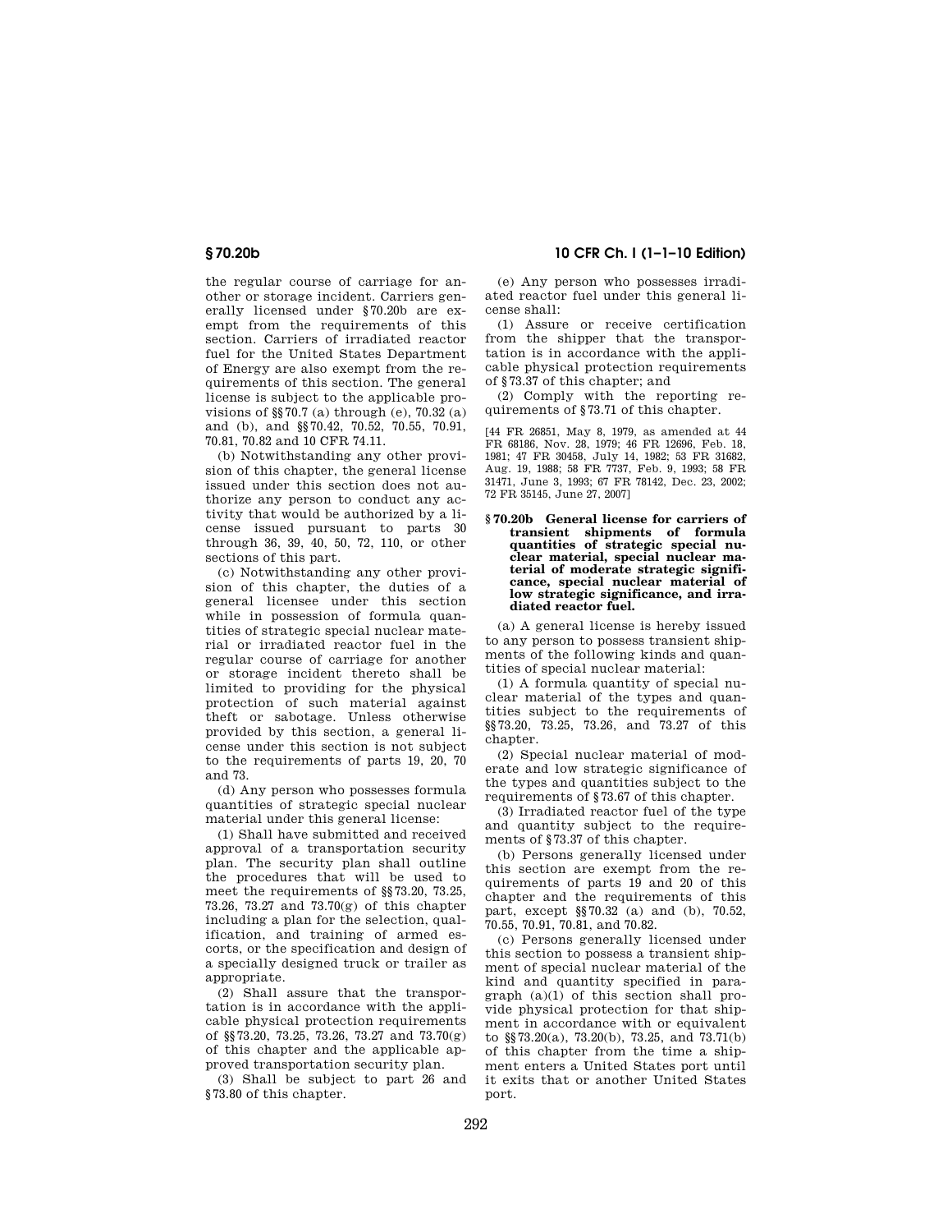the regular course of carriage for another or storage incident. Carriers generally licensed under §70.20b are exempt from the requirements of this section. Carriers of irradiated reactor fuel for the United States Department of Energy are also exempt from the requirements of this section. The general license is subject to the applicable provisions of §§70.7 (a) through (e), 70.32 (a) and (b), and §§70.42, 70.52, 70.55, 70.91, 70.81, 70.82 and 10 CFR 74.11.

(b) Notwithstanding any other provision of this chapter, the general license issued under this section does not authorize any person to conduct any activity that would be authorized by a license issued pursuant to parts 30 through 36, 39, 40, 50, 72, 110, or other sections of this part.

(c) Notwithstanding any other provision of this chapter, the duties of a general licensee under this section while in possession of formula quantities of strategic special nuclear material or irradiated reactor fuel in the regular course of carriage for another or storage incident thereto shall be limited to providing for the physical protection of such material against theft or sabotage. Unless otherwise provided by this section, a general license under this section is not subject to the requirements of parts 19, 20, 70 and 73.

(d) Any person who possesses formula quantities of strategic special nuclear material under this general license:

(1) Shall have submitted and received approval of a transportation security plan. The security plan shall outline the procedures that will be used to meet the requirements of §§73.20, 73.25, 73.26, 73.27 and 73.70(g) of this chapter including a plan for the selection, qualification, and training of armed escorts, or the specification and design of a specially designed truck or trailer as appropriate.

(2) Shall assure that the transportation is in accordance with the applicable physical protection requirements of §§73.20, 73.25, 73.26, 73.27 and 73.70(g) of this chapter and the applicable approved transportation security plan.

(3) Shall be subject to part 26 and §73.80 of this chapter.

(e) Any person who possesses irradiated reactor fuel under this general license shall:

(1) Assure or receive certification from the shipper that the transportation is in accordance with the applicable physical protection requirements of §73.37 of this chapter; and

(2) Comply with the reporting requirements of §73.71 of this chapter.

[44 FR 26851, May 8, 1979, as amended at 44 FR 68186, Nov. 28, 1979; 46 FR 12696, Feb. 18, 1981; 47 FR 30458, July 14, 1982; 53 FR 31682, Aug. 19, 1988; 58 FR 7737, Feb. 9, 1993; 58 FR 31471, June 3, 1993; 67 FR 78142, Dec. 23, 2002; 72 FR 35145, June 27, 2007]

### §70.20b General license for carriers of transient shipments of formula quantities of strategic special nuclear material, special nuclear material of moderate strategic significance, special nuclear material of low strategic significance, and irradiated reactor fuel.

(a) A general license is hereby issued to any person to possess transient shipments of the following kinds and quantities of special nuclear material:

(1) A formula quantity of special nuclear material of the types and quantities subject to the requirements of §§73.20, 73.25, 73.26, and 73.27 of this chapter.

(2) Special nuclear material of moderate and low strategic significance of the types and quantities subject to the requirements of §73.67 of this chapter.

(3) Irradiated reactor fuel of the type and quantity subject to the requirements of §73.37 of this chapter.

(b) Persons generally licensed under this section are exempt from the requirements of parts 19 and 20 of this chapter and the requirements of this part, except §§70.32 (a) and (b), 70.52, 70.55, 70.91, 70.81, and 70.82.

(c) Persons generally licensed under this section to possess a transient shipment of special nuclear material of the kind and quantity specified in paragraph (a)(1) of this section shall provide physical protection for that shipment in accordance with or equivalent to §§73.20(a), 73.20(b), 73.25, and 73.71(b) of this chapter from the time a shipment enters a United States port until it exits that or another United States port.